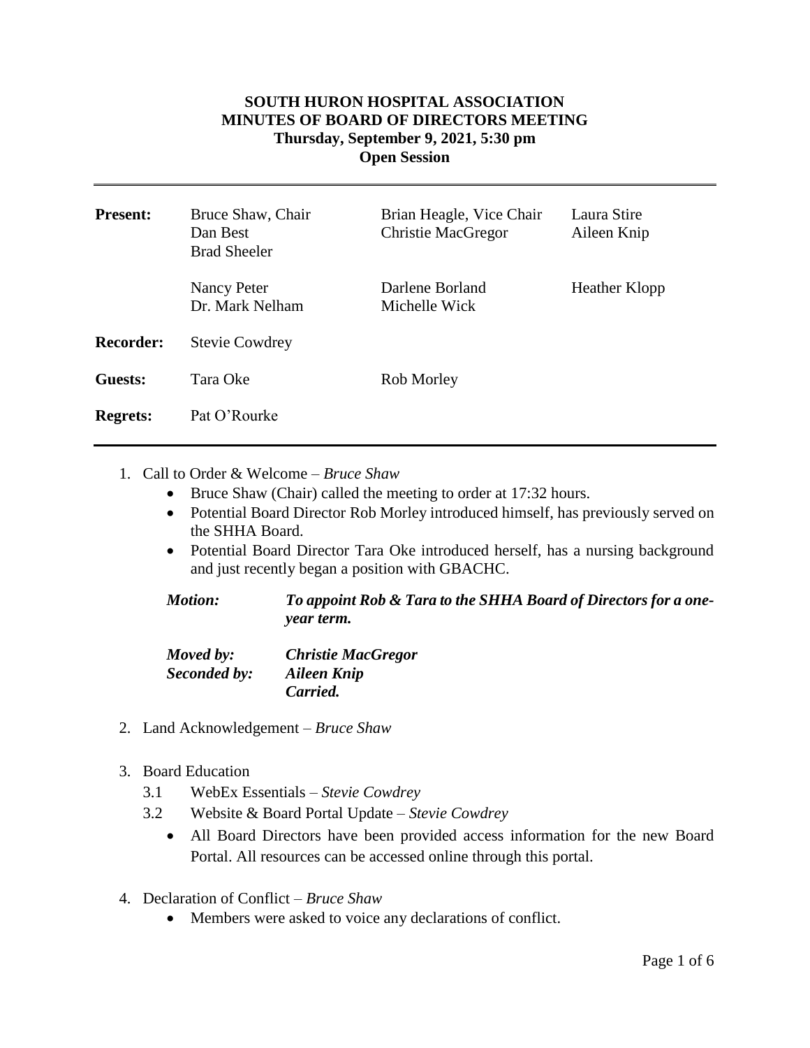**SOUTH HURON HOSPITAL ASSOCIATION**
**MINUTES OF BOARD OF DIRECTORS MEETING**
**Thursday, September 9, 2021, 5:30 pm**
**Open Session**

---

| | | | |
|---|---|---|---|
| **Present:** | Bruce Shaw, Chair<br>Dan Best<br>Brad Sheeler | Brian Heagle, Vice Chair<br>Christie MacGregor | Laura Stire<br>Aileen Knip |
| | Nancy Peter<br>Dr. Mark Nelham | Darlene Borland<br>Michelle Wick | Heather Klopp |
| **Recorder:** | Stevie Cowdrey | | |
| **Guests:** | Tara Oke | Rob Morley | |
| **Regrets:** | Pat O'Rourke | | |

---

1. Call to Order & Welcome – *Bruce Shaw*
   - Bruce Shaw (Chair) called the meeting to order at 17:32 hours.
   - Potential Board Director Rob Morley introduced himself, has previously served on the SHHA Board.
   - Potential Board Director Tara Oke introduced herself, has a nursing background and just recently began a position with GBACHC.

   ***Motion:*** ***To appoint Rob & Tara to the SHHA Board of Directors for a one-year term.***

   ***Moved by:*** ***Christie MacGregor***
   ***Seconded by:*** ***Aileen Knip***
   ***Carried.***

2. Land Acknowledgement – *Bruce Shaw*

3. Board Education
   - 3.1 WebEx Essentials – *Stevie Cowdrey*
   - 3.2 Website & Board Portal Update – *Stevie Cowdrey*
     - All Board Directors have been provided access information for the new Board Portal. All resources can be accessed online through this portal.

4. Declaration of Conflict – *Bruce Shaw*
   - Members were asked to voice any declarations of conflict.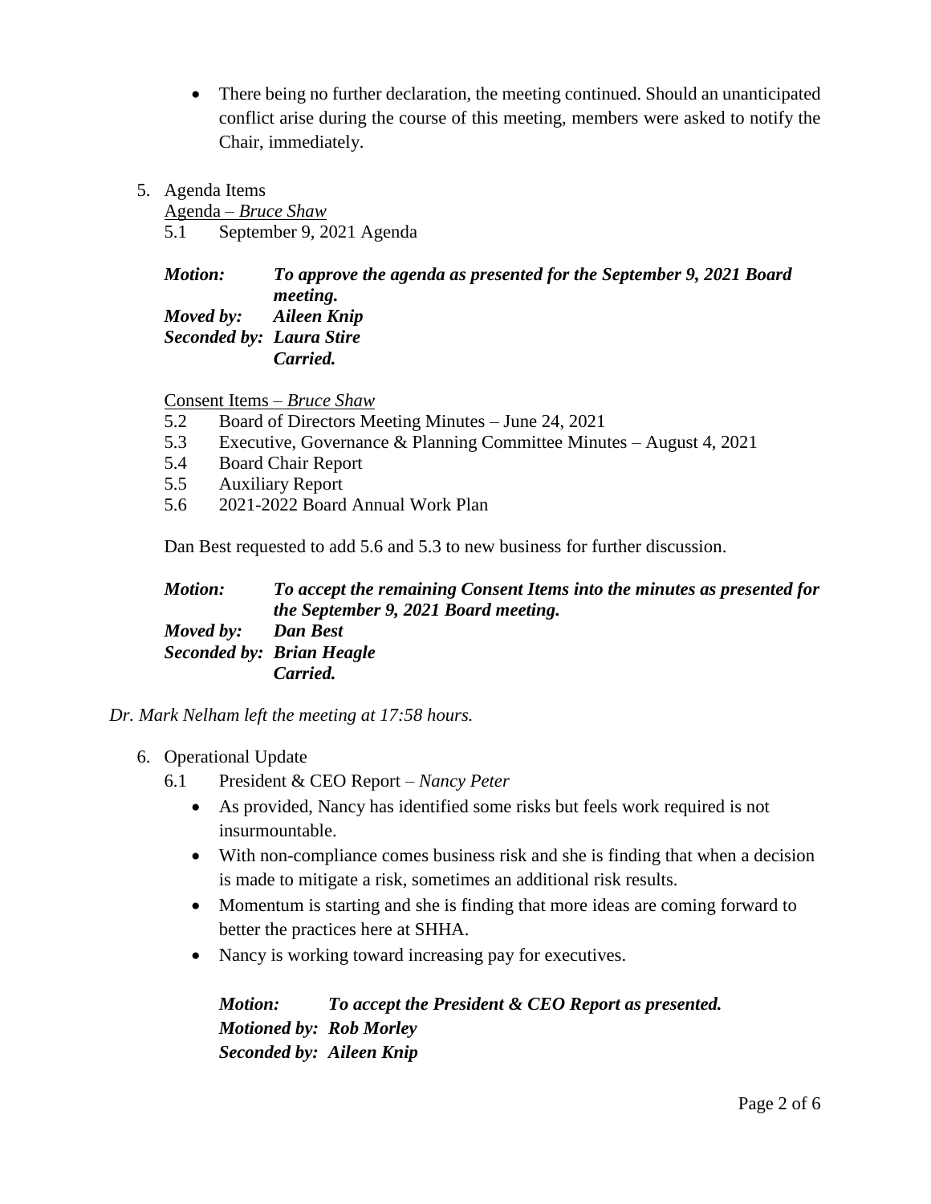- There being no further declaration, the meeting continued. Should an unanticipated conflict arise during the course of this meeting, members were asked to notify the Chair, immediately.

5. Agenda Items

   Agenda – *Bruce Shaw*

   5.1 September 9, 2021 Agenda

   ***Motion:*** ***To approve the agenda as presented for the September 9, 2021 Board meeting.***
   ***Moved by:*** ***Aileen Knip***
   ***Seconded by:*** ***Laura Stire***
   ***Carried.***

   Consent Items – *Bruce Shaw*

   5.2 Board of Directors Meeting Minutes – June 24, 2021
   5.3 Executive, Governance & Planning Committee Minutes – August 4, 2021
   5.4 Board Chair Report
   5.5 Auxiliary Report
   5.6 2021-2022 Board Annual Work Plan

   Dan Best requested to add 5.6 and 5.3 to new business for further discussion.

   ***Motion:*** ***To accept the remaining Consent Items into the minutes as presented for the September 9, 2021 Board meeting.***
   ***Moved by:*** ***Dan Best***
   ***Seconded by:*** ***Brian Heagle***
   ***Carried.***

*Dr. Mark Nelham left the meeting at 17:58 hours.*

6. Operational Update

   6.1 President & CEO Report – *Nancy Peter*

   - As provided, Nancy has identified some risks but feels work required is not insurmountable.
   - With non-compliance comes business risk and she is finding that when a decision is made to mitigate a risk, sometimes an additional risk results.
   - Momentum is starting and she is finding that more ideas are coming forward to better the practices here at SHHA.
   - Nancy is working toward increasing pay for executives.

   ***Motion:*** ***To accept the President & CEO Report as presented.***
   ***Motioned by:*** ***Rob Morley***
   ***Seconded by:*** ***Aileen Knip***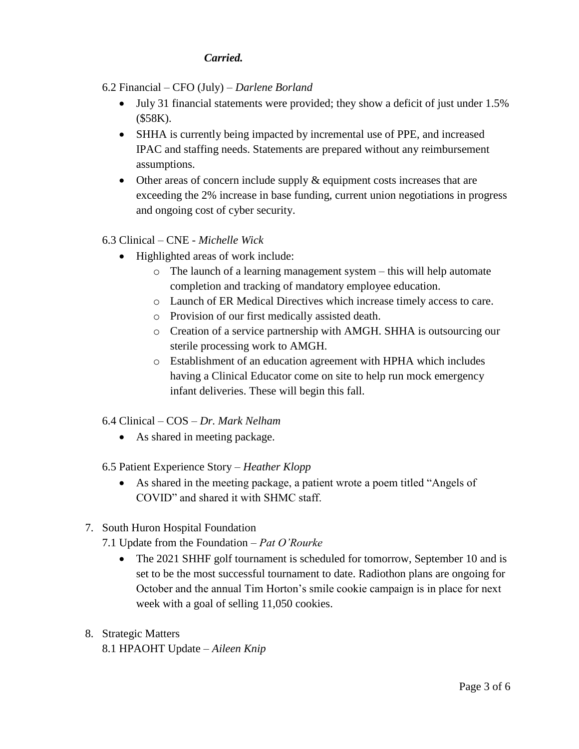*Carried.*

6.2 Financial – CFO (July) – *Darlene Borland*

- July 31 financial statements were provided; they show a deficit of just under 1.5% ($58K).
- SHHA is currently being impacted by incremental use of PPE, and increased IPAC and staffing needs. Statements are prepared without any reimbursement assumptions.
- Other areas of concern include supply & equipment costs increases that are exceeding the 2% increase in base funding, current union negotiations in progress and ongoing cost of cyber security.

6.3 Clinical – CNE - *Michelle Wick*

- Highlighted areas of work include:
  - The launch of a learning management system – this will help automate completion and tracking of mandatory employee education.
  - Launch of ER Medical Directives which increase timely access to care.
  - Provision of our first medically assisted death.
  - Creation of a service partnership with AMGH. SHHA is outsourcing our sterile processing work to AMGH.
  - Establishment of an education agreement with HPHA which includes having a Clinical Educator come on site to help run mock emergency infant deliveries. These will begin this fall.

6.4 Clinical – COS – *Dr. Mark Nelham*

- As shared in meeting package.

6.5 Patient Experience Story – *Heather Klopp*

- As shared in the meeting package, a patient wrote a poem titled "Angels of COVID" and shared it with SHMC staff.

7. South Huron Hospital Foundation

   7.1 Update from the Foundation – *Pat O'Rourke*

   - The 2021 SHHF golf tournament is scheduled for tomorrow, September 10 and is set to be the most successful tournament to date. Radiothon plans are ongoing for October and the annual Tim Horton's smile cookie campaign is in place for next week with a goal of selling 11,050 cookies.

8. Strategic Matters

   8.1 HPAOHT Update – *Aileen Knip*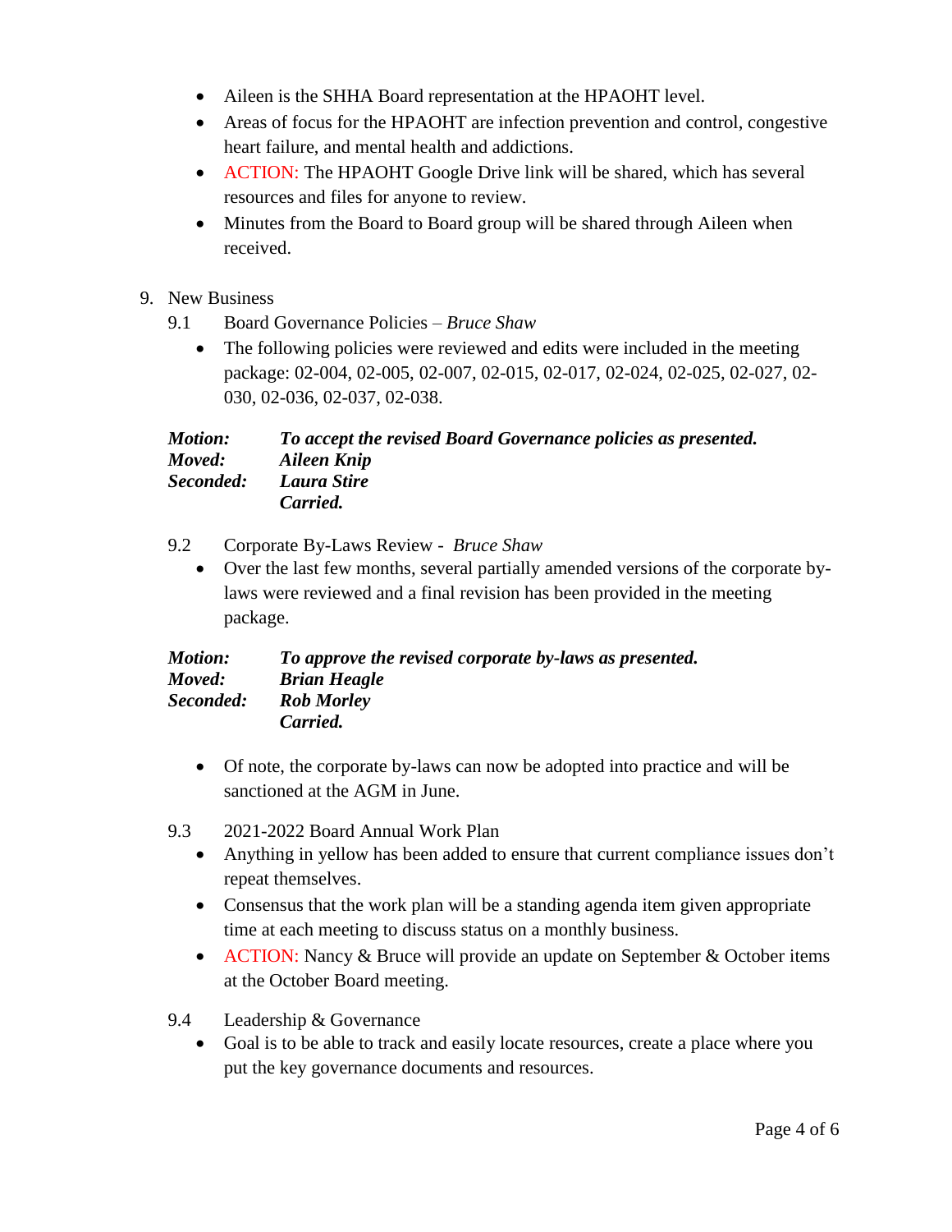- Aileen is the SHHA Board representation at the HPAOHT level.
- Areas of focus for the HPAOHT are infection prevention and control, congestive heart failure, and mental health and addictions.
- ACTION: The HPAOHT Google Drive link will be shared, which has several resources and files for anyone to review.
- Minutes from the Board to Board group will be shared through Aileen when received.

9. New Business

   9.1 Board Governance Policies – *Bruce Shaw*

   - The following policies were reviewed and edits were included in the meeting package: 02-004, 02-005, 02-007, 02-015, 02-017, 02-024, 02-025, 02-027, 02-030, 02-036, 02-037, 02-038.

***Motion:*** ***To accept the revised Board Governance policies as presented.***
***Moved:*** ***Aileen Knip***
***Seconded:*** ***Laura Stire***
***Carried.***

   9.2 Corporate By-Laws Review - *Bruce Shaw*

   - Over the last few months, several partially amended versions of the corporate by-laws were reviewed and a final revision has been provided in the meeting package.

***Motion:*** ***To approve the revised corporate by-laws as presented.***
***Moved:*** ***Brian Heagle***
***Seconded:*** ***Rob Morley***
***Carried.***

   - Of note, the corporate by-laws can now be adopted into practice and will be sanctioned at the AGM in June.

   9.3 2021-2022 Board Annual Work Plan

   - Anything in yellow has been added to ensure that current compliance issues don't repeat themselves.
   - Consensus that the work plan will be a standing agenda item given appropriate time at each meeting to discuss status on a monthly business.
   - ACTION: Nancy & Bruce will provide an update on September & October items at the October Board meeting.

   9.4 Leadership & Governance

   - Goal is to be able to track and easily locate resources, create a place where you put the key governance documents and resources.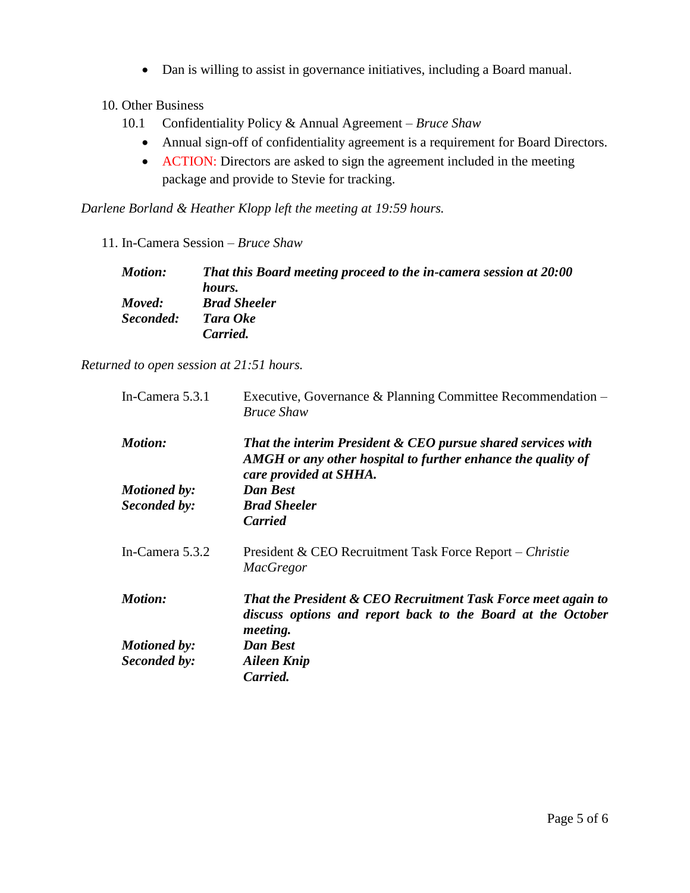- Dan is willing to assist in governance initiatives, including a Board manual.

10. Other Business

    10.1 Confidentiality Policy & Annual Agreement – *Bruce Shaw*

    - Annual sign-off of confidentiality agreement is a requirement for Board Directors.
    - ACTION: Directors are asked to sign the agreement included in the meeting package and provide to Stevie for tracking.

*Darlene Borland & Heather Klopp left the meeting at 19:59 hours.*

11. In-Camera Session – *Bruce Shaw*

| | |
|---|---|
| ***Motion:*** | ***That this Board meeting proceed to the in-camera session at 20:00 hours.*** |
| ***Moved:*** | ***Brad Sheeler*** |
| ***Seconded:*** | ***Tara Oke*** |
| | ***Carried.*** |

*Returned to open session at 21:51 hours.*

| | |
|---|---|
| In-Camera 5.3.1 | Executive, Governance & Planning Committee Recommendation – *Bruce Shaw* |
| ***Motion:*** | ***That the interim President & CEO pursue shared services with AMGH or any other hospital to further enhance the quality of care provided at SHHA.*** |
| ***Motioned by:*** | ***Dan Best*** |
| ***Seconded by:*** | ***Brad Sheeler*** |
| | ***Carried*** |
| In-Camera 5.3.2 | President & CEO Recruitment Task Force Report – *Christie MacGregor* |
| ***Motion:*** | ***That the President & CEO Recruitment Task Force meet again to discuss options and report back to the Board at the October meeting.*** |
| ***Motioned by:*** | ***Dan Best*** |
| ***Seconded by:*** | ***Aileen Knip*** |
| | ***Carried.*** |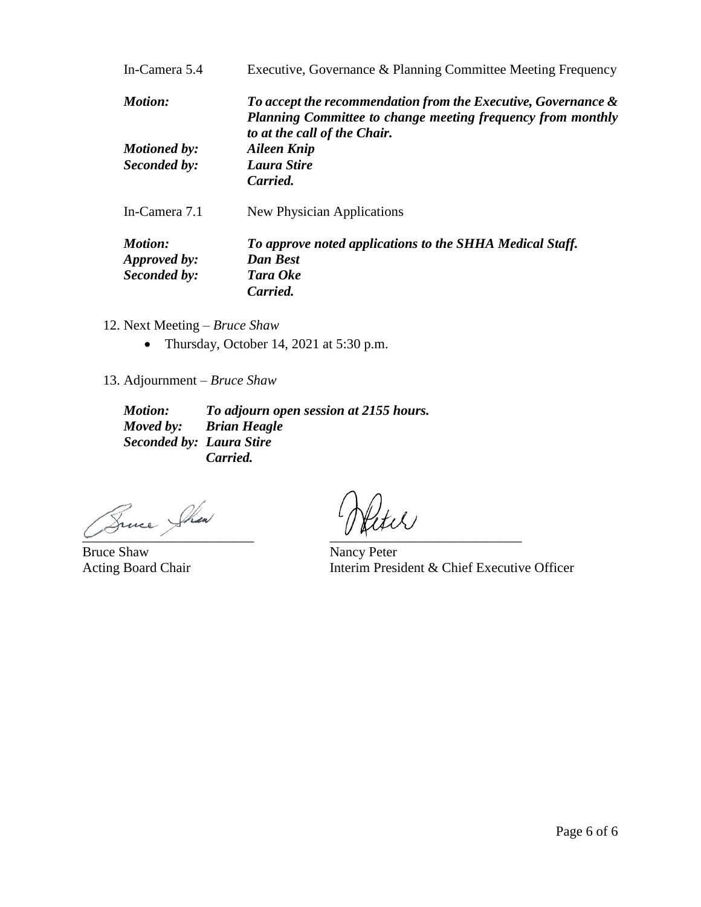In-Camera 5.4 Executive, Governance & Planning Committee Meeting Frequency

***Motion:*** ***To accept the recommendation from the Executive, Governance & Planning Committee to change meeting frequency from monthly to at the call of the Chair.***
***Motioned by:*** ***Aileen Knip***
***Seconded by:*** ***Laura Stire***
***Carried.***

In-Camera 7.1 New Physician Applications

***Motion:*** ***To approve noted applications to the SHHA Medical Staff.***
***Approved by:*** ***Dan Best***
***Seconded by:*** ***Tara Oke***
***Carried.***

12. Next Meeting – *Bruce Shaw*
    - Thursday, October 14, 2021 at 5:30 p.m.

13. Adjournment – *Bruce Shaw*

***Motion:*** ***To adjourn open session at 2155 hours.***
***Moved by:*** ***Brian Heagle***
***Seconded by:*** ***Laura Stire***
***Carried.***

Bruce Shaw
Acting Board Chair

Nancy Peter
Interim President & Chief Executive Officer